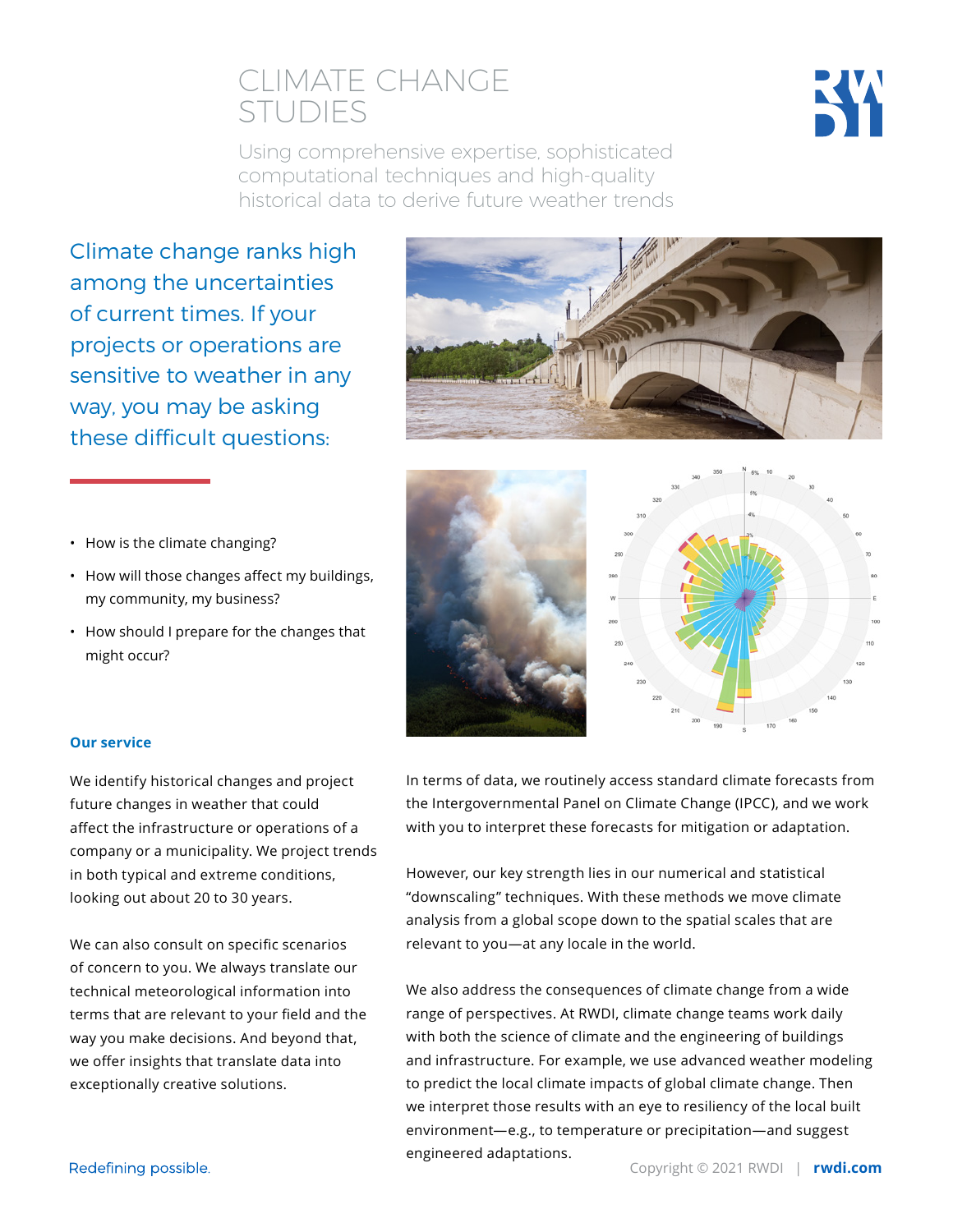# CLIMATE CHANGE STUDIES

Using comprehensive expertise, sophisticated computational techniques and high-quality historical data to derive future weather trends

Climate change ranks high among the uncertainties of current times. If your projects or operations are sensitive to weather in any way, you may be asking these difficult questions:

- How is the climate changing?
- How will those changes affect my buildings, my community, my business?
- How should I prepare for the changes that might occur?

### Our service

We identify historical changes and project future changes in weather that could affect the infrastructure or operations of a company or a municipality. We project trends in both typical and extreme conditions, looking out about 20 to 30 years.

We can also consult on specific scenarios of concern to you. We always translate our technical meteorological information into terms that are relevant to your field and the way you make decisions. And beyond that, we offer insights that translate data into exceptionally creative solutions.

In terms of data, we routinely access standard climate forecasts from the Intergovernmental Panel on Climate Change (IPCC), and we work with you to interpret these forecasts for mitigation or adaptation.

However, our key strength lies in our numerical and statistical "downscaling" techniques. With these methods we move climate analysis from a global scope down to the spatial scales that are relevant to you—at any locale in the world.

We also address the consequences of climate change from a wide range of perspectives. At RWDI, climate change teams work daily with both the science of climate and the engineering of buildings and infrastructure. For example, we use advanced weather modeling to predict the local climate impacts of global climate change. Then we interpret those results with an eye to resiliency of the local built environment—e.g., to temperature or precipitation—and suggest engineered adaptations.

Redefining possible.

Copyright © 2021 RWDI | **rwdi.com**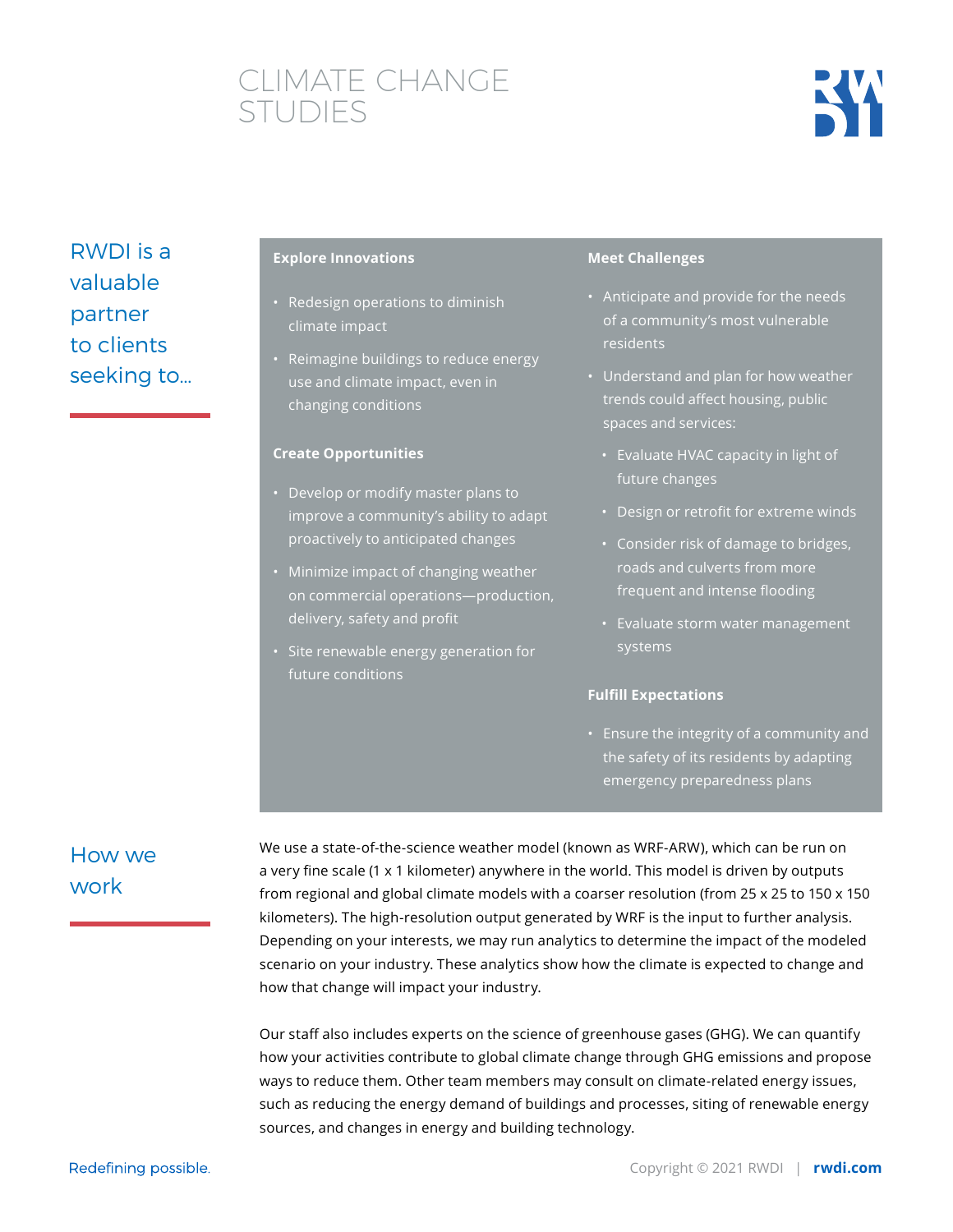# CLIMATE CHANGE STUDIES

## RWDI is a valuable partner to clients seeking to...

### Explore Innovations

- Redesign operations to diminish climate impact
- Reimagine buildings to reduce energy use and climate impact, even in changing conditions

### Create Opportunities

- Develop or modify master plans to improve a community's ability to adapt proactively to anticipated changes
- Minimize impact of changing weather on commercial operations—production, delivery, safety and profit
- Site renewable energy generation for future conditions

### Meet Challenges

- Anticipate and provide for the needs of a community's most vulnerable residents
- Understand and plan for how weather trends could affect housing, public spaces and services:
  - Evaluate HVAC capacity in light of future changes
  - Design or retrofit for extreme winds
  - Consider risk of damage to bridges, roads and culverts from more frequent and intense flooding
  - Evaluate storm water management systems

### Fulfill Expectations

- Ensure the integrity of a community and the safety of its residents by adapting emergency preparedness plans

## How we work

We use a state-of-the-science weather model (known as WRF-ARW), which can be run on a very fine scale (1 x 1 kilometer) anywhere in the world. This model is driven by outputs from regional and global climate models with a coarser resolution (from 25 x 25 to 150 x 150 kilometers). The high-resolution output generated by WRF is the input to further analysis. Depending on your interests, we may run analytics to determine the impact of the modeled scenario on your industry. These analytics show how the climate is expected to change and how that change will impact your industry.

Our staff also includes experts on the science of greenhouse gases (GHG). We can quantify how your activities contribute to global climate change through GHG emissions and propose ways to reduce them. Other team members may consult on climate-related energy issues, such as reducing the energy demand of buildings and processes, siting of renewable energy sources, and changes in energy and building technology.

Redefining possible.

Copyright © 2021 RWDI | **rwdi.com**